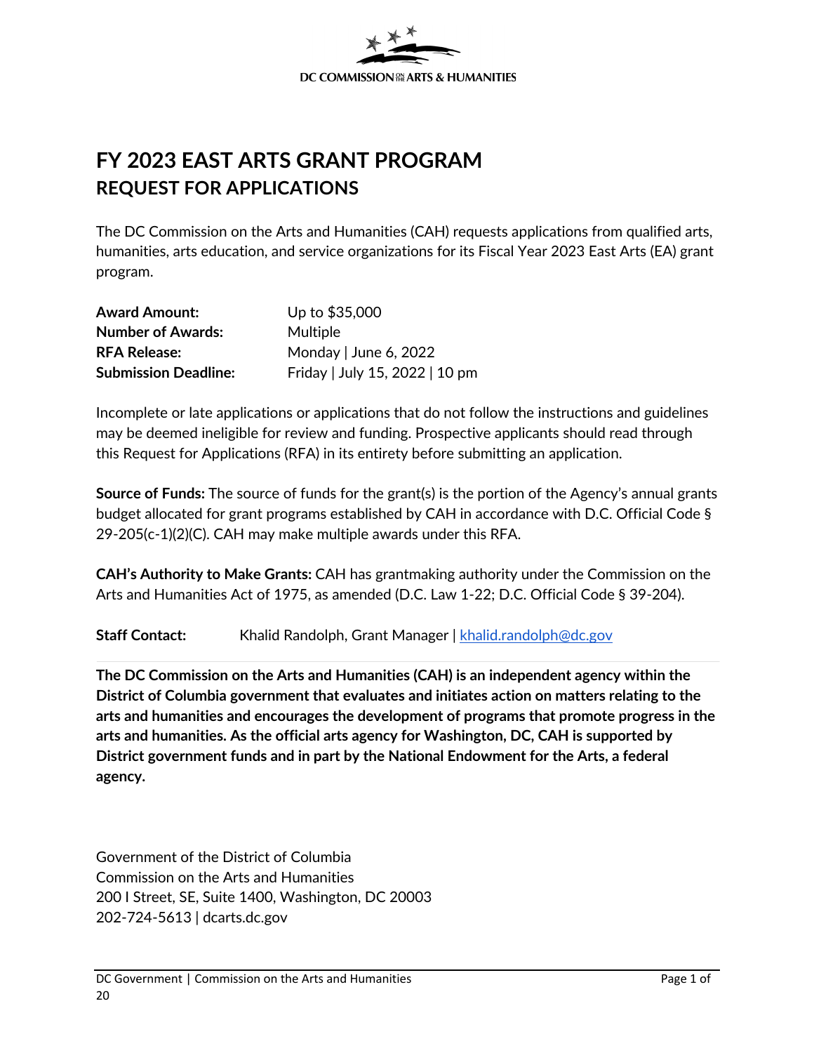DC COMMISSION ON THE ARTS & HUMANITIES

# FY 2023 EAST ARTS GRANT PROGRAM
## REQUEST FOR APPLICATIONS

The DC Commission on the Arts and Humanities (CAH) requests applications from qualified arts, humanities, arts education, and service organizations for its Fiscal Year 2023 East Arts (EA) grant program.

| | |
|---|---|
| **Award Amount:** | Up to $35,000 |
| **Number of Awards:** | Multiple |
| **RFA Release:** | Monday \| June 6, 2022 |
| **Submission Deadline:** | Friday \| July 15, 2022 \| 10 pm |

Incomplete or late applications or applications that do not follow the instructions and guidelines may be deemed ineligible for review and funding. Prospective applicants should read through this Request for Applications (RFA) in its entirety before submitting an application.

**Source of Funds:** The source of funds for the grant(s) is the portion of the Agency's annual grants budget allocated for grant programs established by CAH in accordance with D.C. Official Code § 29-205(c-1)(2)(C). CAH may make multiple awards under this RFA.

**CAH's Authority to Make Grants:** CAH has grantmaking authority under the Commission on the Arts and Humanities Act of 1975, as amended (D.C. Law 1-22; D.C. Official Code § 39-204).

**Staff Contact:** Khalid Randolph, Grant Manager | khalid.randolph@dc.gov

---

**The DC Commission on the Arts and Humanities (CAH) is an independent agency within the District of Columbia government that evaluates and initiates action on matters relating to the arts and humanities and encourages the development of programs that promote progress in the arts and humanities. As the official arts agency for Washington, DC, CAH is supported by District government funds and in part by the National Endowment for the Arts, a federal agency.**

Government of the District of Columbia
Commission on the Arts and Humanities
200 I Street, SE, Suite 1400, Washington, DC 20003
202-724-5613 | dcarts.dc.gov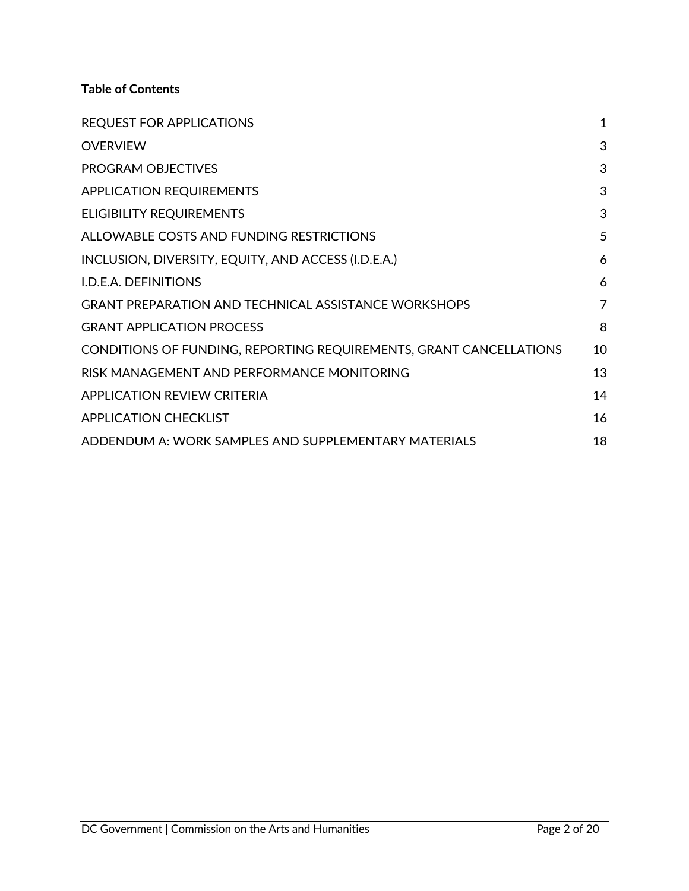**Table of Contents**

| | |
|---|---|
| REQUEST FOR APPLICATIONS | 1 |
| OVERVIEW | 3 |
| PROGRAM OBJECTIVES | 3 |
| APPLICATION REQUIREMENTS | 3 |
| ELIGIBILITY REQUIREMENTS | 3 |
| ALLOWABLE COSTS AND FUNDING RESTRICTIONS | 5 |
| INCLUSION, DIVERSITY, EQUITY, AND ACCESS (I.D.E.A.) | 6 |
| I.D.E.A. DEFINITIONS | 6 |
| GRANT PREPARATION AND TECHNICAL ASSISTANCE WORKSHOPS | 7 |
| GRANT APPLICATION PROCESS | 8 |
| CONDITIONS OF FUNDING, REPORTING REQUIREMENTS, GRANT CANCELLATIONS | 10 |
| RISK MANAGEMENT AND PERFORMANCE MONITORING | 13 |
| APPLICATION REVIEW CRITERIA | 14 |
| APPLICATION CHECKLIST | 16 |
| ADDENDUM A: WORK SAMPLES AND SUPPLEMENTARY MATERIALS | 18 |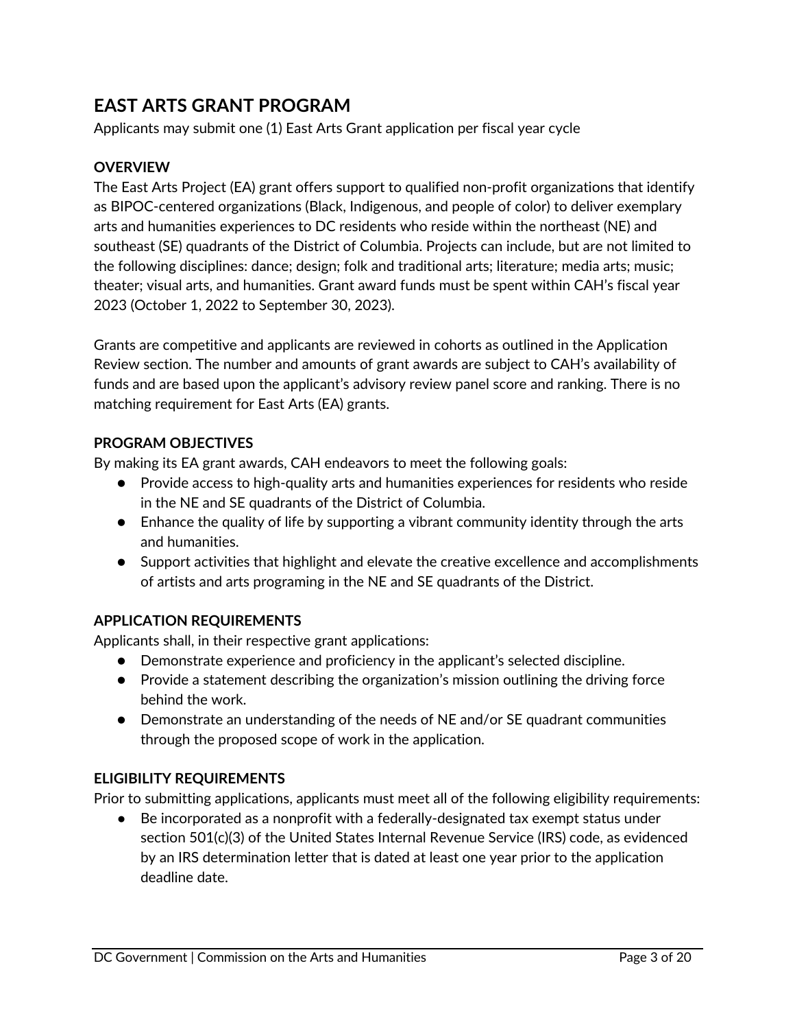## EAST ARTS GRANT PROGRAM

Applicants may submit one (1) East Arts Grant application per fiscal year cycle

### OVERVIEW

The East Arts Project (EA) grant offers support to qualified non-profit organizations that identify as BIPOC-centered organizations (Black, Indigenous, and people of color) to deliver exemplary arts and humanities experiences to DC residents who reside within the northeast (NE) and southeast (SE) quadrants of the District of Columbia. Projects can include, but are not limited to the following disciplines: dance; design; folk and traditional arts; literature; media arts; music; theater; visual arts, and humanities. Grant award funds must be spent within CAH's fiscal year 2023 (October 1, 2022 to September 30, 2023).

Grants are competitive and applicants are reviewed in cohorts as outlined in the Application Review section. The number and amounts of grant awards are subject to CAH's availability of funds and are based upon the applicant's advisory review panel score and ranking. There is no matching requirement for East Arts (EA) grants.

### PROGRAM OBJECTIVES

By making its EA grant awards, CAH endeavors to meet the following goals:

- Provide access to high-quality arts and humanities experiences for residents who reside in the NE and SE quadrants of the District of Columbia.
- Enhance the quality of life by supporting a vibrant community identity through the arts and humanities.
- Support activities that highlight and elevate the creative excellence and accomplishments of artists and arts programing in the NE and SE quadrants of the District.

### APPLICATION REQUIREMENTS

Applicants shall, in their respective grant applications:

- Demonstrate experience and proficiency in the applicant's selected discipline.
- Provide a statement describing the organization's mission outlining the driving force behind the work.
- Demonstrate an understanding of the needs of NE and/or SE quadrant communities through the proposed scope of work in the application.

### ELIGIBILITY REQUIREMENTS

Prior to submitting applications, applicants must meet all of the following eligibility requirements:

- Be incorporated as a nonprofit with a federally-designated tax exempt status under section 501(c)(3) of the United States Internal Revenue Service (IRS) code, as evidenced by an IRS determination letter that is dated at least one year prior to the application deadline date.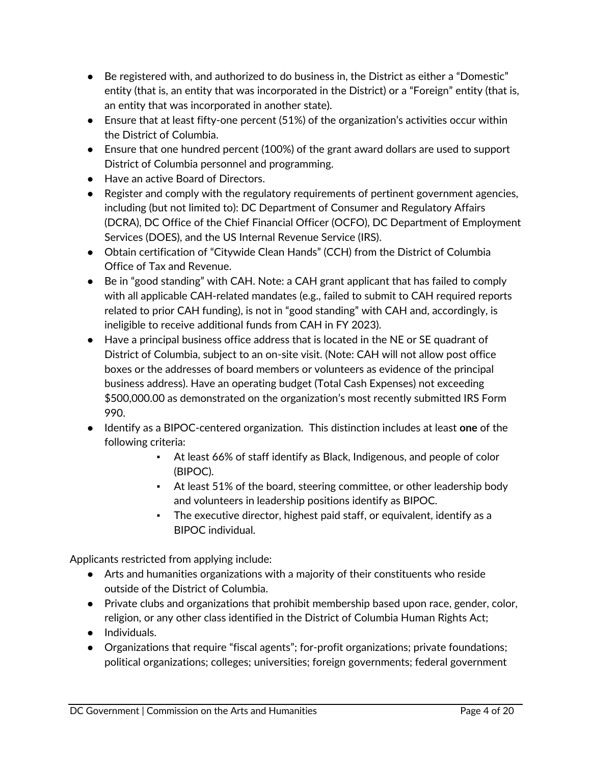- Be registered with, and authorized to do business in, the District as either a "Domestic" entity (that is, an entity that was incorporated in the District) or a "Foreign" entity (that is, an entity that was incorporated in another state).
- Ensure that at least fifty-one percent (51%) of the organization's activities occur within the District of Columbia.
- Ensure that one hundred percent (100%) of the grant award dollars are used to support District of Columbia personnel and programming.
- Have an active Board of Directors.
- Register and comply with the regulatory requirements of pertinent government agencies, including (but not limited to): DC Department of Consumer and Regulatory Affairs (DCRA), DC Office of the Chief Financial Officer (OCFO), DC Department of Employment Services (DOES), and the US Internal Revenue Service (IRS).
- Obtain certification of "Citywide Clean Hands" (CCH) from the District of Columbia Office of Tax and Revenue.
- Be in "good standing" with CAH. Note: a CAH grant applicant that has failed to comply with all applicable CAH-related mandates (e.g., failed to submit to CAH required reports related to prior CAH funding), is not in "good standing" with CAH and, accordingly, is ineligible to receive additional funds from CAH in FY 2023).
- Have a principal business office address that is located in the NE or SE quadrant of District of Columbia, subject to an on-site visit. (Note: CAH will not allow post office boxes or the addresses of board members or volunteers as evidence of the principal business address). Have an operating budget (Total Cash Expenses) not exceeding $500,000.00 as demonstrated on the organization's most recently submitted IRS Form 990.
- Identify as a BIPOC-centered organization. This distinction includes at least **one** of the following criteria:
  - At least 66% of staff identify as Black, Indigenous, and people of color (BIPOC).
  - At least 51% of the board, steering committee, or other leadership body and volunteers in leadership positions identify as BIPOC.
  - The executive director, highest paid staff, or equivalent, identify as a BIPOC individual.

Applicants restricted from applying include:

- Arts and humanities organizations with a majority of their constituents who reside outside of the District of Columbia.
- Private clubs and organizations that prohibit membership based upon race, gender, color, religion, or any other class identified in the District of Columbia Human Rights Act;
- Individuals.
- Organizations that require "fiscal agents"; for-profit organizations; private foundations; political organizations; colleges; universities; foreign governments; federal government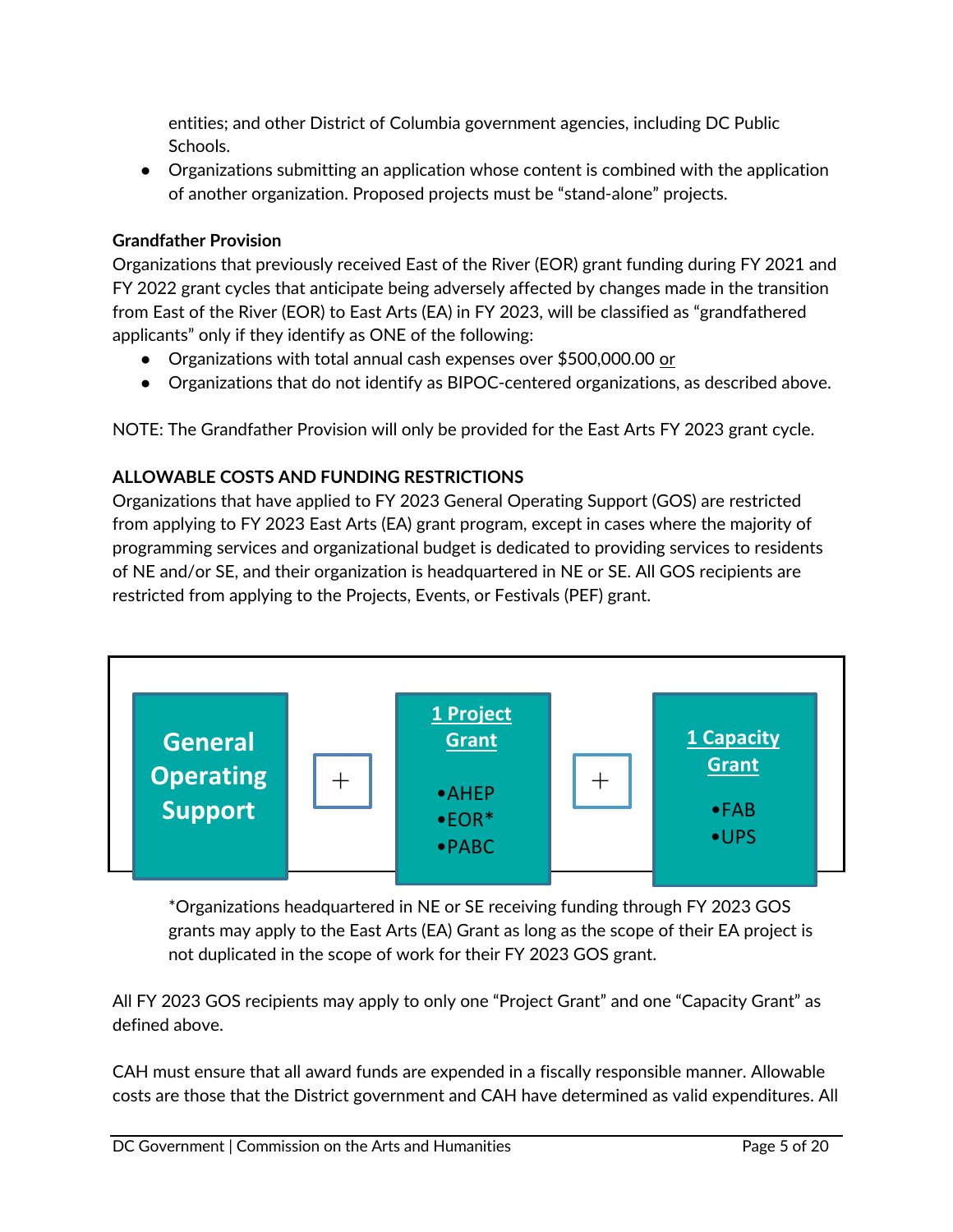entities; and other District of Columbia government agencies, including DC Public Schools.

- Organizations submitting an application whose content is combined with the application of another organization. Proposed projects must be "stand-alone" projects.

**Grandfather Provision**

Organizations that previously received East of the River (EOR) grant funding during FY 2021 and FY 2022 grant cycles that anticipate being adversely affected by changes made in the transition from East of the River (EOR) to East Arts (EA) in FY 2023, will be classified as "grandfathered applicants" only if they identify as ONE of the following:

- Organizations with total annual cash expenses over $500,000.00 <u>or</u>
- Organizations that do not identify as BIPOC-centered organizations, as described above.

NOTE: The Grandfather Provision will only be provided for the East Arts FY 2023 grant cycle.

**ALLOWABLE COSTS AND FUNDING RESTRICTIONS**

Organizations that have applied to FY 2023 General Operating Support (GOS) are restricted from applying to FY 2023 East Arts (EA) grant program, except in cases where the majority of programming services and organizational budget is dedicated to providing services to residents of NE and/or SE, and their organization is headquartered in NE or SE. All GOS recipients are restricted from applying to the Projects, Events, or Festivals (PEF) grant.

| General Operating Support | + | <u>1 Project Grant</u><br>•AHEP<br>•EOR*<br>•PABC | + | <u>1 Capacity Grant</u><br>•FAB<br>•UPS |
|---|---|---|---|---|

*Organizations headquartered in NE or SE receiving funding through FY 2023 GOS grants may apply to the East Arts (EA) Grant as long as the scope of their EA project is not duplicated in the scope of work for their FY 2023 GOS grant.

All FY 2023 GOS recipients may apply to only one "Project Grant" and one "Capacity Grant" as defined above.

CAH must ensure that all award funds are expended in a fiscally responsible manner. Allowable costs are those that the District government and CAH have determined as valid expenditures. All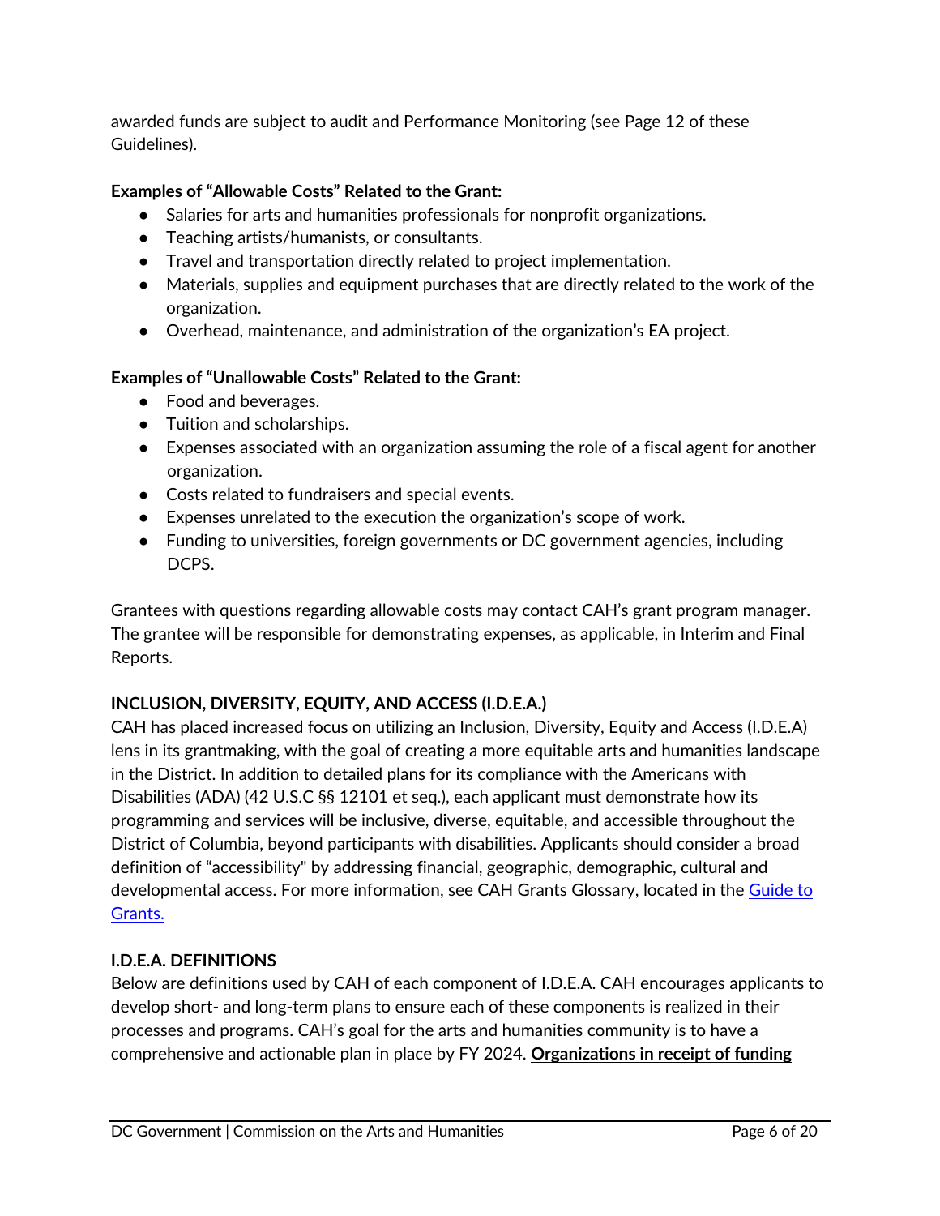awarded funds are subject to audit and Performance Monitoring (see Page 12 of these Guidelines).

**Examples of "Allowable Costs" Related to the Grant:**

- Salaries for arts and humanities professionals for nonprofit organizations.
- Teaching artists/humanists, or consultants.
- Travel and transportation directly related to project implementation.
- Materials, supplies and equipment purchases that are directly related to the work of the organization.
- Overhead, maintenance, and administration of the organization's EA project.

**Examples of "Unallowable Costs" Related to the Grant:**

- Food and beverages.
- Tuition and scholarships.
- Expenses associated with an organization assuming the role of a fiscal agent for another organization.
- Costs related to fundraisers and special events.
- Expenses unrelated to the execution the organization's scope of work.
- Funding to universities, foreign governments or DC government agencies, including DCPS.

Grantees with questions regarding allowable costs may contact CAH's grant program manager. The grantee will be responsible for demonstrating expenses, as applicable, in Interim and Final Reports.

## INCLUSION, DIVERSITY, EQUITY, AND ACCESS (I.D.E.A.)

CAH has placed increased focus on utilizing an Inclusion, Diversity, Equity and Access (I.D.E.A) lens in its grantmaking, with the goal of creating a more equitable arts and humanities landscape in the District. In addition to detailed plans for its compliance with the Americans with Disabilities (ADA) (42 U.S.C §§ 12101 et seq.), each applicant must demonstrate how its programming and services will be inclusive, diverse, equitable, and accessible throughout the District of Columbia, beyond participants with disabilities. Applicants should consider a broad definition of "accessibility" by addressing financial, geographic, demographic, cultural and developmental access. For more information, see CAH Grants Glossary, located in the Guide to Grants.

## I.D.E.A. DEFINITIONS

Below are definitions used by CAH of each component of I.D.E.A. CAH encourages applicants to develop short- and long-term plans to ensure each of these components is realized in their processes and programs. CAH's goal for the arts and humanities community is to have a comprehensive and actionable plan in place by FY 2024. **Organizations in receipt of funding**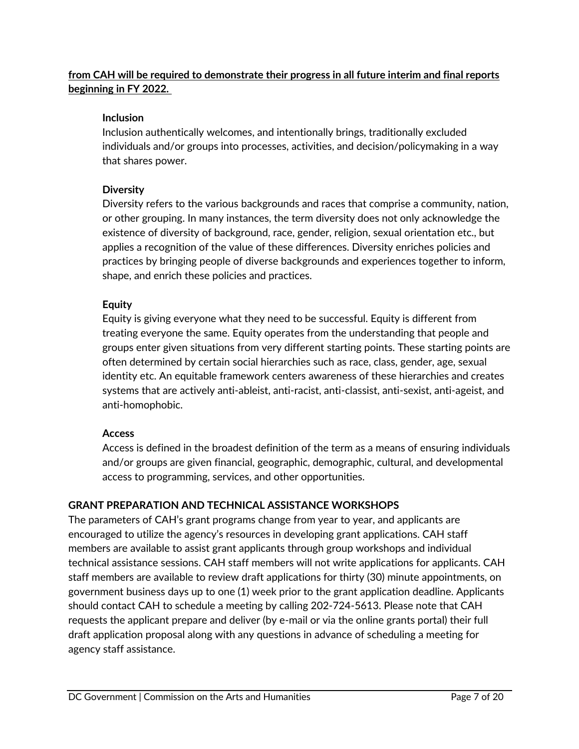**from CAH will be required to demonstrate their progress in all future interim and final reports beginning in FY 2022.**

**Inclusion**
Inclusion authentically welcomes, and intentionally brings, traditionally excluded individuals and/or groups into processes, activities, and decision/policymaking in a way that shares power.

**Diversity**
Diversity refers to the various backgrounds and races that comprise a community, nation, or other grouping. In many instances, the term diversity does not only acknowledge the existence of diversity of background, race, gender, religion, sexual orientation etc., but applies a recognition of the value of these differences. Diversity enriches policies and practices by bringing people of diverse backgrounds and experiences together to inform, shape, and enrich these policies and practices.

**Equity**
Equity is giving everyone what they need to be successful. Equity is different from treating everyone the same. Equity operates from the understanding that people and groups enter given situations from very different starting points. These starting points are often determined by certain social hierarchies such as race, class, gender, age, sexual identity etc. An equitable framework centers awareness of these hierarchies and creates systems that are actively anti-ableist, anti-racist, anti-classist, anti-sexist, anti-ageist, and anti-homophobic.

**Access**
Access is defined in the broadest definition of the term as a means of ensuring individuals and/or groups are given financial, geographic, demographic, cultural, and developmental access to programming, services, and other opportunities.

## GRANT PREPARATION AND TECHNICAL ASSISTANCE WORKSHOPS

The parameters of CAH's grant programs change from year to year, and applicants are encouraged to utilize the agency's resources in developing grant applications. CAH staff members are available to assist grant applicants through group workshops and individual technical assistance sessions. CAH staff members will not write applications for applicants. CAH staff members are available to review draft applications for thirty (30) minute appointments, on government business days up to one (1) week prior to the grant application deadline. Applicants should contact CAH to schedule a meeting by calling 202-724-5613. Please note that CAH requests the applicant prepare and deliver (by e-mail or via the online grants portal) their full draft application proposal along with any questions in advance of scheduling a meeting for agency staff assistance.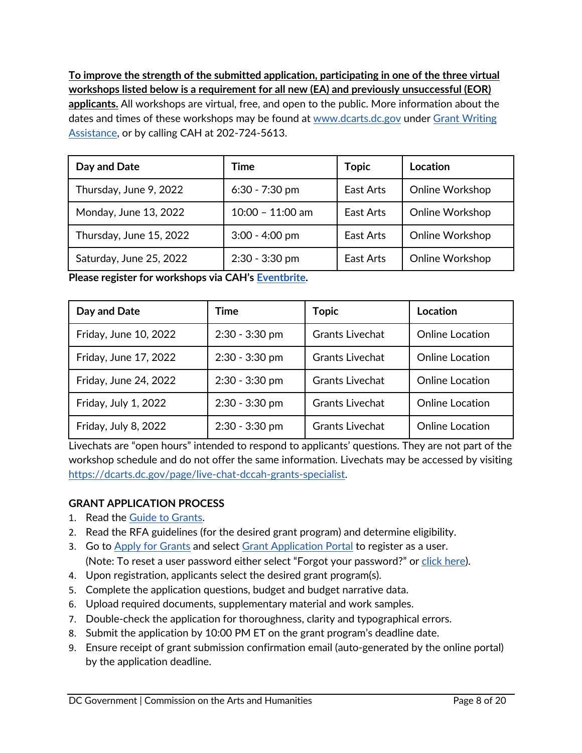**To improve the strength of the submitted application, participating in one of the three virtual workshops listed below is a requirement for all new (EA) and previously unsuccessful (EOR) applicants.** All workshops are virtual, free, and open to the public. More information about the dates and times of these workshops may be found at www.dcarts.dc.gov under Grant Writing Assistance, or by calling CAH at 202-724-5613.

| Day and Date | Time | Topic | Location |
|---|---|---|---|
| Thursday, June 9, 2022 | 6:30 - 7:30 pm | East Arts | Online Workshop |
| Monday, June 13, 2022 | 10:00 – 11:00 am | East Arts | Online Workshop |
| Thursday, June 15, 2022 | 3:00 - 4:00 pm | East Arts | Online Workshop |
| Saturday, June 25, 2022 | 2:30 - 3:30 pm | East Arts | Online Workshop |

**Please register for workshops via CAH's Eventbrite.**

| Day and Date | Time | Topic | Location |
|---|---|---|---|
| Friday, June 10, 2022 | 2:30 - 3:30 pm | Grants Livechat | Online Location |
| Friday, June 17, 2022 | 2:30 - 3:30 pm | Grants Livechat | Online Location |
| Friday, June 24, 2022 | 2:30 - 3:30 pm | Grants Livechat | Online Location |
| Friday, July 1, 2022 | 2:30 - 3:30 pm | Grants Livechat | Online Location |
| Friday, July 8, 2022 | 2:30 - 3:30 pm | Grants Livechat | Online Location |

Livechats are "open hours" intended to respond to applicants' questions. They are not part of the workshop schedule and do not offer the same information. Livechats may be accessed by visiting https://dcarts.dc.gov/page/live-chat-dccah-grants-specialist.

### GRANT APPLICATION PROCESS

1. Read the Guide to Grants.
2. Read the RFA guidelines (for the desired grant program) and determine eligibility.
3. Go to Apply for Grants and select Grant Application Portal to register as a user. (Note: To reset a user password either select "Forgot your password?" or click here).
4. Upon registration, applicants select the desired grant program(s).
5. Complete the application questions, budget and budget narrative data.
6. Upload required documents, supplementary material and work samples.
7. Double-check the application for thoroughness, clarity and typographical errors.
8. Submit the application by 10:00 PM ET on the grant program's deadline date.
9. Ensure receipt of grant submission confirmation email (auto-generated by the online portal) by the application deadline.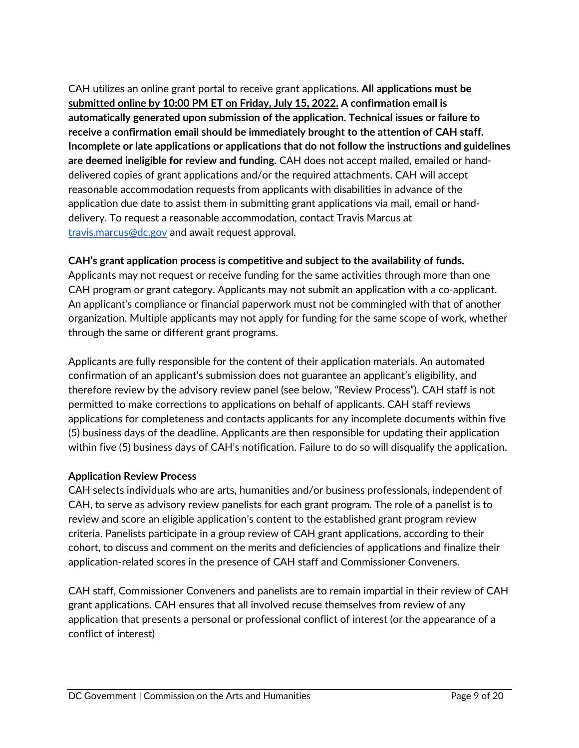CAH utilizes an online grant portal to receive grant applications. **<u>All applications must be submitted online by 10:00 PM ET on Friday, July 15, 2022.</u> A confirmation email is automatically generated upon submission of the application. Technical issues or failure to receive a confirmation email should be immediately brought to the attention of CAH staff. Incomplete or late applications or applications that do not follow the instructions and guidelines are deemed ineligible for review and funding.** CAH does not accept mailed, emailed or hand-delivered copies of grant applications and/or the required attachments. CAH will accept reasonable accommodation requests from applicants with disabilities in advance of the application due date to assist them in submitting grant applications via mail, email or hand-delivery. To request a reasonable accommodation, contact Travis Marcus at [travis.marcus@dc.gov](mailto:travis.marcus@dc.gov) and await request approval.

**CAH's grant application process is competitive and subject to the availability of funds.** Applicants may not request or receive funding for the same activities through more than one CAH program or grant category. Applicants may not submit an application with a co-applicant. An applicant's compliance or financial paperwork must not be commingled with that of another organization. Multiple applicants may not apply for funding for the same scope of work, whether through the same or different grant programs.

Applicants are fully responsible for the content of their application materials. An automated confirmation of an applicant's submission does not guarantee an applicant's eligibility, and therefore review by the advisory review panel (see below, "Review Process"). CAH staff is not permitted to make corrections to applications on behalf of applicants. CAH staff reviews applications for completeness and contacts applicants for any incomplete documents within five (5) business days of the deadline. Applicants are then responsible for updating their application within five (5) business days of CAH's notification. Failure to do so will disqualify the application.

**Application Review Process**

CAH selects individuals who are arts, humanities and/or business professionals, independent of CAH, to serve as advisory review panelists for each grant program. The role of a panelist is to review and score an eligible application's content to the established grant program review criteria. Panelists participate in a group review of CAH grant applications, according to their cohort, to discuss and comment on the merits and deficiencies of applications and finalize their application-related scores in the presence of CAH staff and Commissioner Conveners.

CAH staff, Commissioner Conveners and panelists are to remain impartial in their review of CAH grant applications. CAH ensures that all involved recuse themselves from review of any application that presents a personal or professional conflict of interest (or the appearance of a conflict of interest)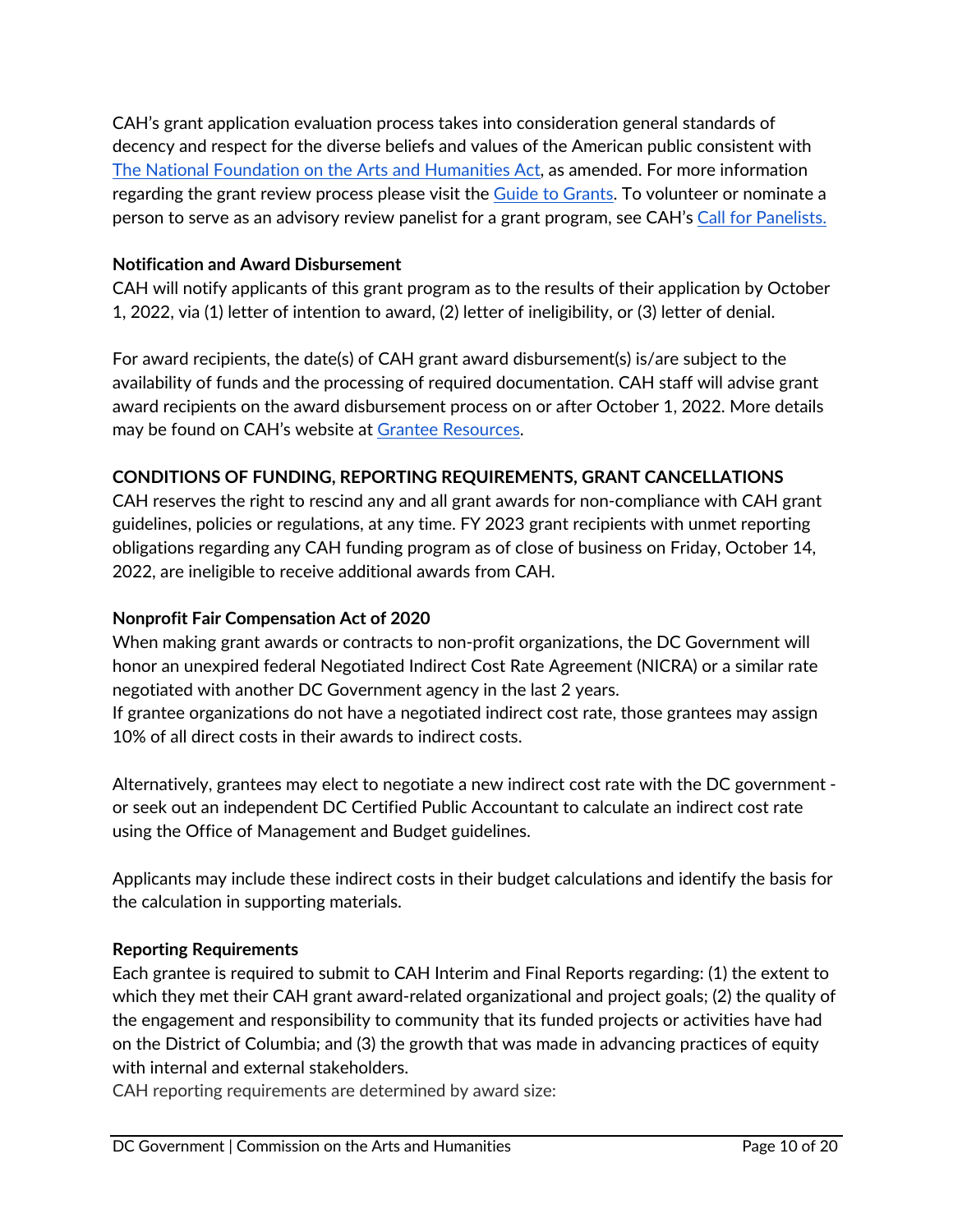CAH's grant application evaluation process takes into consideration general standards of decency and respect for the diverse beliefs and values of the American public consistent with The National Foundation on the Arts and Humanities Act, as amended. For more information regarding the grant review process please visit the Guide to Grants. To volunteer or nominate a person to serve as an advisory review panelist for a grant program, see CAH's Call for Panelists.

### Notification and Award Disbursement

CAH will notify applicants of this grant program as to the results of their application by October 1, 2022, via (1) letter of intention to award, (2) letter of ineligibility, or (3) letter of denial.

For award recipients, the date(s) of CAH grant award disbursement(s) is/are subject to the availability of funds and the processing of required documentation. CAH staff will advise grant award recipients on the award disbursement process on or after October 1, 2022. More details may be found on CAH's website at Grantee Resources.

## CONDITIONS OF FUNDING, REPORTING REQUIREMENTS, GRANT CANCELLATIONS

CAH reserves the right to rescind any and all grant awards for non-compliance with CAH grant guidelines, policies or regulations, at any time. FY 2023 grant recipients with unmet reporting obligations regarding any CAH funding program as of close of business on Friday, October 14, 2022, are ineligible to receive additional awards from CAH.

### Nonprofit Fair Compensation Act of 2020

When making grant awards or contracts to non-profit organizations, the DC Government will honor an unexpired federal Negotiated Indirect Cost Rate Agreement (NICRA) or a similar rate negotiated with another DC Government agency in the last 2 years.
If grantee organizations do not have a negotiated indirect cost rate, those grantees may assign 10% of all direct costs in their awards to indirect costs.

Alternatively, grantees may elect to negotiate a new indirect cost rate with the DC government - or seek out an independent DC Certified Public Accountant to calculate an indirect cost rate using the Office of Management and Budget guidelines.

Applicants may include these indirect costs in their budget calculations and identify the basis for the calculation in supporting materials.

### Reporting Requirements

Each grantee is required to submit to CAH Interim and Final Reports regarding: (1) the extent to which they met their CAH grant award-related organizational and project goals; (2) the quality of the engagement and responsibility to community that its funded projects or activities have had on the District of Columbia; and (3) the growth that was made in advancing practices of equity with internal and external stakeholders.
CAH reporting requirements are determined by award size: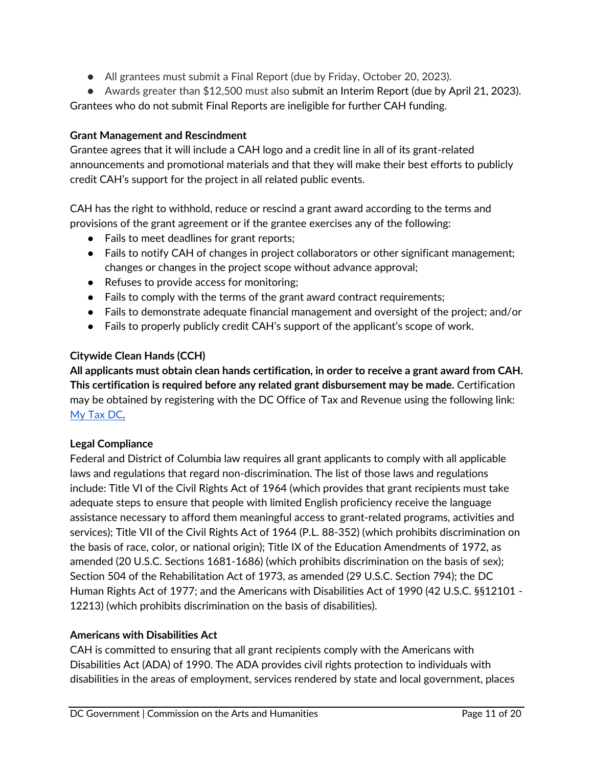- All grantees must submit a Final Report (due by Friday, October 20, 2023).
- Awards greater than $12,500 must also submit an Interim Report (due by April 21, 2023).

Grantees who do not submit Final Reports are ineligible for further CAH funding.

**Grant Management and Rescindment**

Grantee agrees that it will include a CAH logo and a credit line in all of its grant-related announcements and promotional materials and that they will make their best efforts to publicly credit CAH's support for the project in all related public events.

CAH has the right to withhold, reduce or rescind a grant award according to the terms and provisions of the grant agreement or if the grantee exercises any of the following:

- Fails to meet deadlines for grant reports;
- Fails to notify CAH of changes in project collaborators or other significant management; changes or changes in the project scope without advance approval;
- Refuses to provide access for monitoring;
- Fails to comply with the terms of the grant award contract requirements;
- Fails to demonstrate adequate financial management and oversight of the project; and/or
- Fails to properly publicly credit CAH's support of the applicant's scope of work.

**Citywide Clean Hands (CCH)**

**All applicants must obtain clean hands certification, in order to receive a grant award from CAH. This certification is required before any related grant disbursement may be made.** Certification may be obtained by registering with the DC Office of Tax and Revenue using the following link: [My Tax DC](My Tax DC).

**Legal Compliance**

Federal and District of Columbia law requires all grant applicants to comply with all applicable laws and regulations that regard non-discrimination. The list of those laws and regulations include: Title VI of the Civil Rights Act of 1964 (which provides that grant recipients must take adequate steps to ensure that people with limited English proficiency receive the language assistance necessary to afford them meaningful access to grant-related programs, activities and services); Title VII of the Civil Rights Act of 1964 (P.L. 88-352) (which prohibits discrimination on the basis of race, color, or national origin); Title IX of the Education Amendments of 1972, as amended (20 U.S.C. Sections 1681-1686) (which prohibits discrimination on the basis of sex); Section 504 of the Rehabilitation Act of 1973, as amended (29 U.S.C. Section 794); the DC Human Rights Act of 1977; and the Americans with Disabilities Act of 1990 (42 U.S.C. §§12101 - 12213) (which prohibits discrimination on the basis of disabilities).

**Americans with Disabilities Act**

CAH is committed to ensuring that all grant recipients comply with the Americans with Disabilities Act (ADA) of 1990. The ADA provides civil rights protection to individuals with disabilities in the areas of employment, services rendered by state and local government, places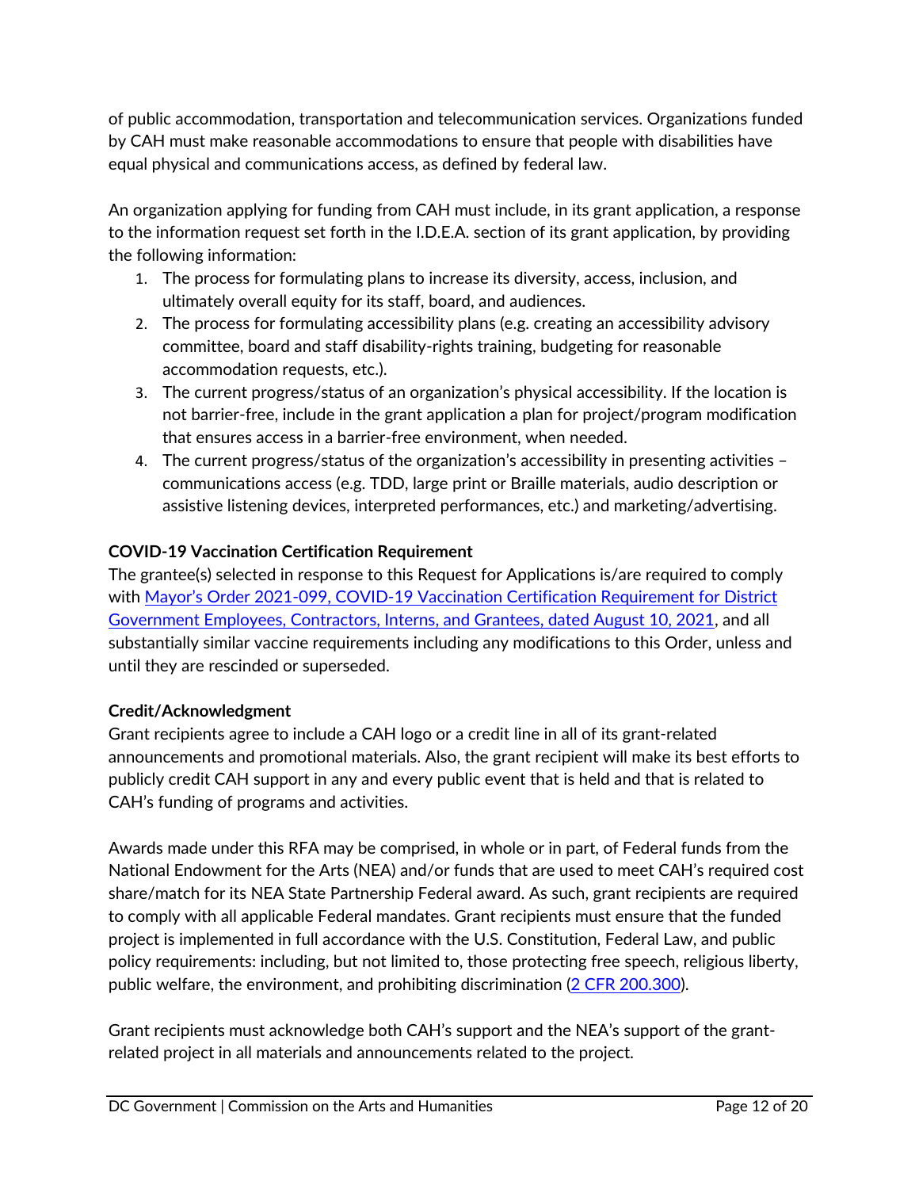of public accommodation, transportation and telecommunication services. Organizations funded by CAH must make reasonable accommodations to ensure that people with disabilities have equal physical and communications access, as defined by federal law.

An organization applying for funding from CAH must include, in its grant application, a response to the information request set forth in the I.D.E.A. section of its grant application, by providing the following information:

1. The process for formulating plans to increase its diversity, access, inclusion, and ultimately overall equity for its staff, board, and audiences.
2. The process for formulating accessibility plans (e.g. creating an accessibility advisory committee, board and staff disability-rights training, budgeting for reasonable accommodation requests, etc.).
3. The current progress/status of an organization's physical accessibility. If the location is not barrier-free, include in the grant application a plan for project/program modification that ensures access in a barrier-free environment, when needed.
4. The current progress/status of the organization's accessibility in presenting activities – communications access (e.g. TDD, large print or Braille materials, audio description or assistive listening devices, interpreted performances, etc.) and marketing/advertising.

**COVID-19 Vaccination Certification Requirement**

The grantee(s) selected in response to this Request for Applications is/are required to comply with Mayor's Order 2021-099, COVID-19 Vaccination Certification Requirement for District Government Employees, Contractors, Interns, and Grantees, dated August 10, 2021, and all substantially similar vaccine requirements including any modifications to this Order, unless and until they are rescinded or superseded.

**Credit/Acknowledgment**

Grant recipients agree to include a CAH logo or a credit line in all of its grant-related announcements and promotional materials. Also, the grant recipient will make its best efforts to publicly credit CAH support in any and every public event that is held and that is related to CAH's funding of programs and activities.

Awards made under this RFA may be comprised, in whole or in part, of Federal funds from the National Endowment for the Arts (NEA) and/or funds that are used to meet CAH's required cost share/match for its NEA State Partnership Federal award. As such, grant recipients are required to comply with all applicable Federal mandates. Grant recipients must ensure that the funded project is implemented in full accordance with the U.S. Constitution, Federal Law, and public policy requirements: including, but not limited to, those protecting free speech, religious liberty, public welfare, the environment, and prohibiting discrimination (2 CFR 200.300).

Grant recipients must acknowledge both CAH's support and the NEA's support of the grant-related project in all materials and announcements related to the project.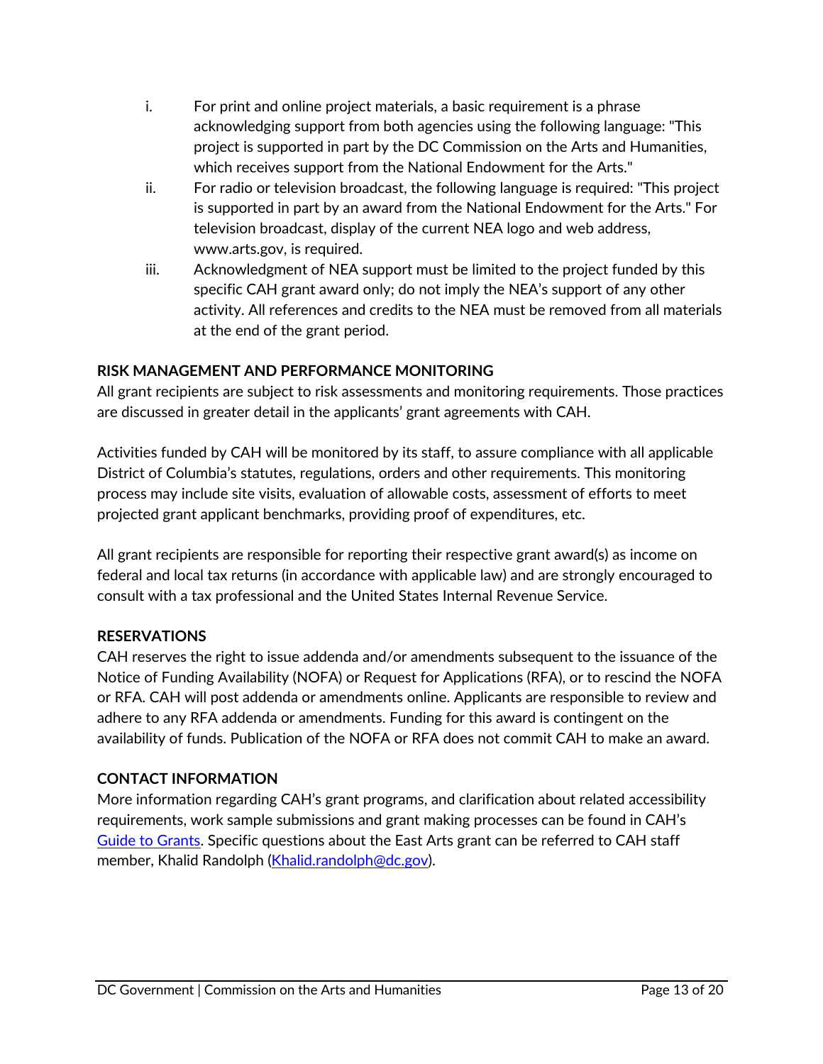i. For print and online project materials, a basic requirement is a phrase acknowledging support from both agencies using the following language: "This project is supported in part by the DC Commission on the Arts and Humanities, which receives support from the National Endowment for the Arts."

ii. For radio or television broadcast, the following language is required: "This project is supported in part by an award from the National Endowment for the Arts." For television broadcast, display of the current NEA logo and web address, www.arts.gov, is required.

iii. Acknowledgment of NEA support must be limited to the project funded by this specific CAH grant award only; do not imply the NEA's support of any other activity. All references and credits to the NEA must be removed from all materials at the end of the grant period.

**RISK MANAGEMENT AND PERFORMANCE MONITORING**

All grant recipients are subject to risk assessments and monitoring requirements. Those practices are discussed in greater detail in the applicants' grant agreements with CAH.

Activities funded by CAH will be monitored by its staff, to assure compliance with all applicable District of Columbia's statutes, regulations, orders and other requirements. This monitoring process may include site visits, evaluation of allowable costs, assessment of efforts to meet projected grant applicant benchmarks, providing proof of expenditures, etc.

All grant recipients are responsible for reporting their respective grant award(s) as income on federal and local tax returns (in accordance with applicable law) and are strongly encouraged to consult with a tax professional and the United States Internal Revenue Service.

**RESERVATIONS**

CAH reserves the right to issue addenda and/or amendments subsequent to the issuance of the Notice of Funding Availability (NOFA) or Request for Applications (RFA), or to rescind the NOFA or RFA. CAH will post addenda or amendments online. Applicants are responsible to review and adhere to any RFA addenda or amendments. Funding for this award is contingent on the availability of funds. Publication of the NOFA or RFA does not commit CAH to make an award.

**CONTACT INFORMATION**

More information regarding CAH's grant programs, and clarification about related accessibility requirements, work sample submissions and grant making processes can be found in CAH's Guide to Grants. Specific questions about the East Arts grant can be referred to CAH staff member, Khalid Randolph (Khalid.randolph@dc.gov).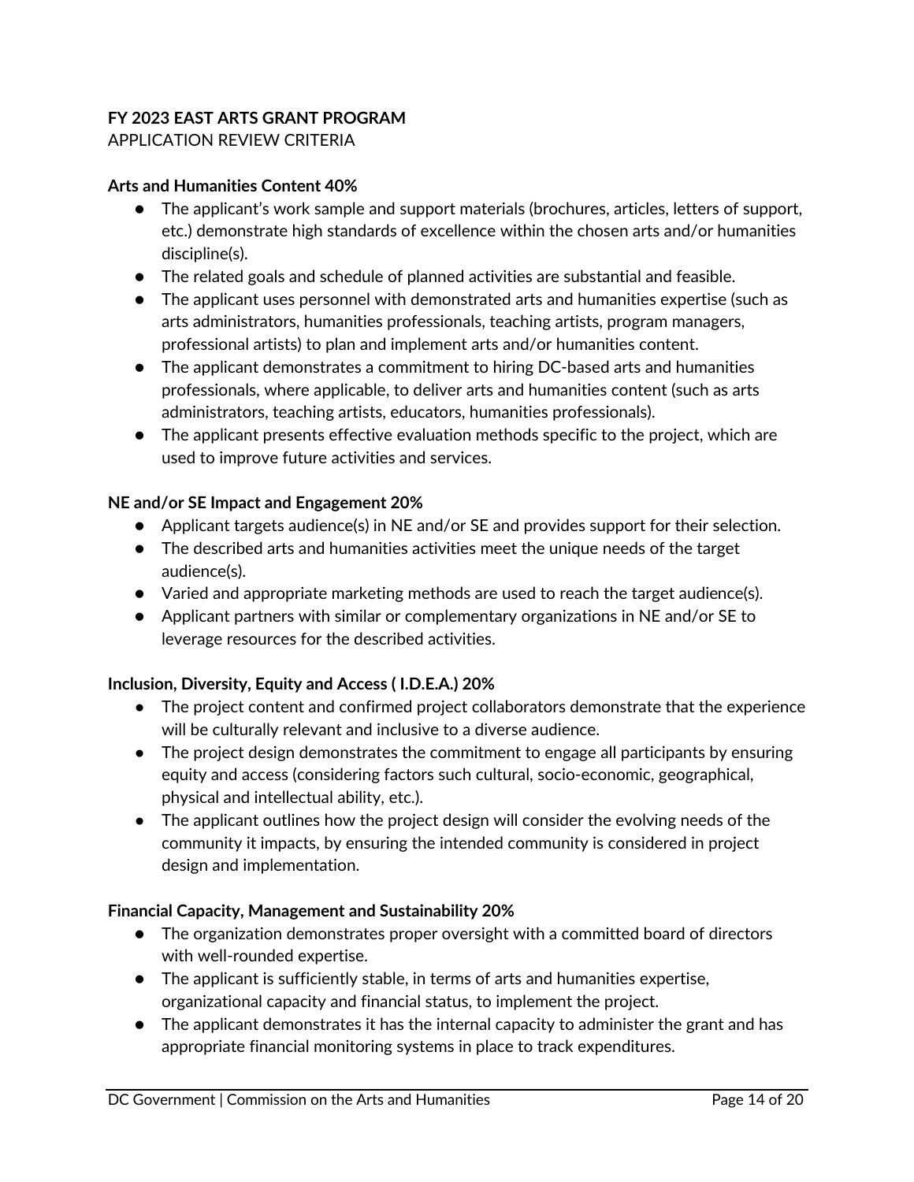**FY 2023 EAST ARTS GRANT PROGRAM**
APPLICATION REVIEW CRITERIA

**Arts and Humanities Content 40%**

- The applicant's work sample and support materials (brochures, articles, letters of support, etc.) demonstrate high standards of excellence within the chosen arts and/or humanities discipline(s).
- The related goals and schedule of planned activities are substantial and feasible.
- The applicant uses personnel with demonstrated arts and humanities expertise (such as arts administrators, humanities professionals, teaching artists, program managers, professional artists) to plan and implement arts and/or humanities content.
- The applicant demonstrates a commitment to hiring DC-based arts and humanities professionals, where applicable, to deliver arts and humanities content (such as arts administrators, teaching artists, educators, humanities professionals).
- The applicant presents effective evaluation methods specific to the project, which are used to improve future activities and services.

**NE and/or SE Impact and Engagement 20%**

- Applicant targets audience(s) in NE and/or SE and provides support for their selection.
- The described arts and humanities activities meet the unique needs of the target audience(s).
- Varied and appropriate marketing methods are used to reach the target audience(s).
- Applicant partners with similar or complementary organizations in NE and/or SE to leverage resources for the described activities.

**Inclusion, Diversity, Equity and Access ( I.D.E.A.) 20%**

- The project content and confirmed project collaborators demonstrate that the experience will be culturally relevant and inclusive to a diverse audience.
- The project design demonstrates the commitment to engage all participants by ensuring equity and access (considering factors such cultural, socio-economic, geographical, physical and intellectual ability, etc.).
- The applicant outlines how the project design will consider the evolving needs of the community it impacts, by ensuring the intended community is considered in project design and implementation.

**Financial Capacity, Management and Sustainability 20%**

- The organization demonstrates proper oversight with a committed board of directors with well-rounded expertise.
- The applicant is sufficiently stable, in terms of arts and humanities expertise, organizational capacity and financial status, to implement the project.
- The applicant demonstrates it has the internal capacity to administer the grant and has appropriate financial monitoring systems in place to track expenditures.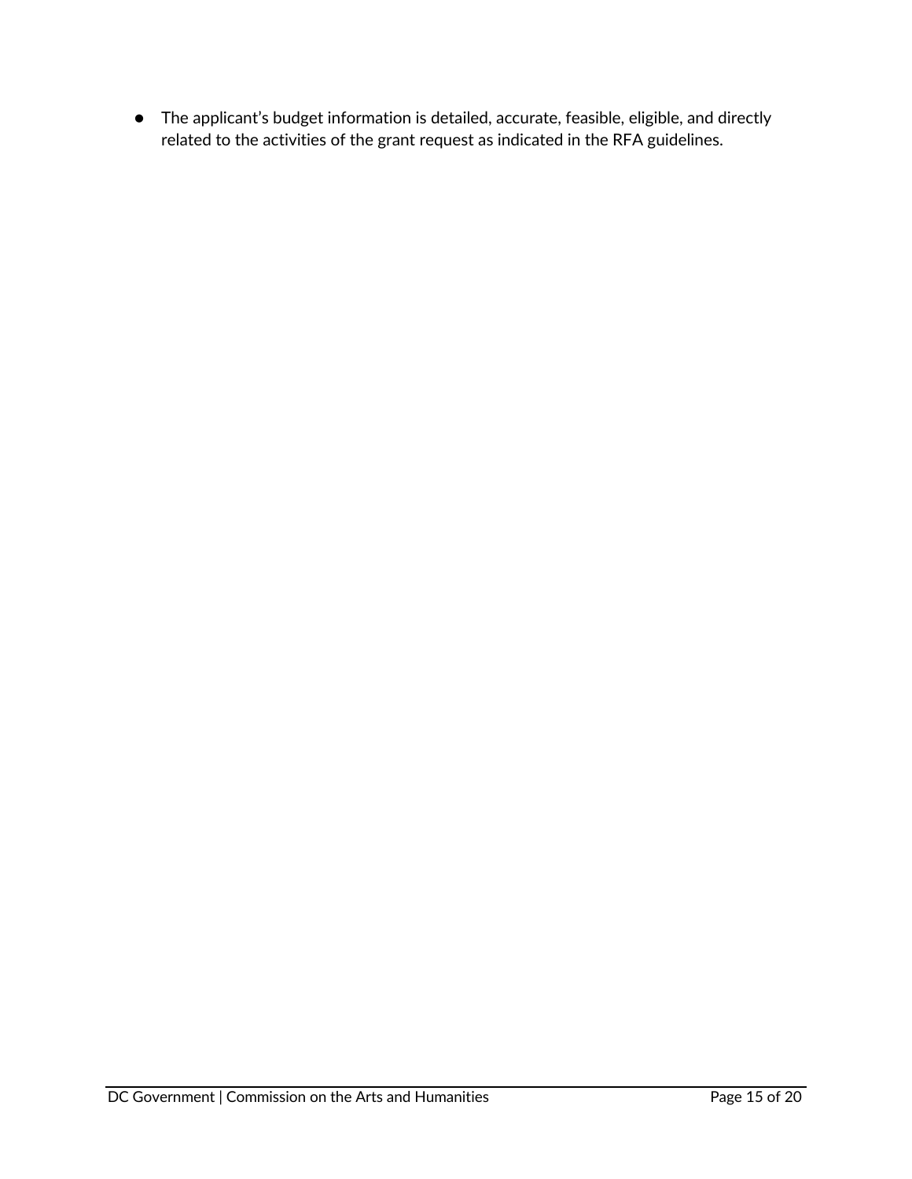- The applicant's budget information is detailed, accurate, feasible, eligible, and directly related to the activities of the grant request as indicated in the RFA guidelines.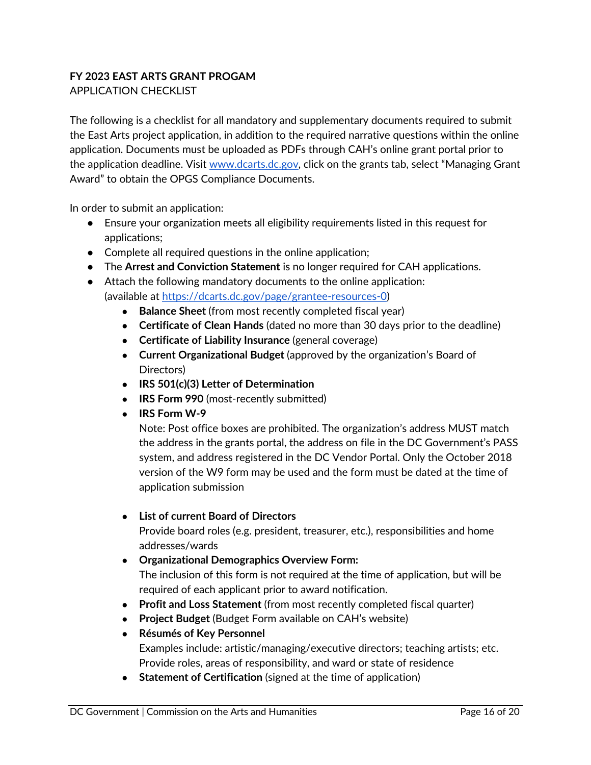**FY 2023 EAST ARTS GRANT PROGAM**
APPLICATION CHECKLIST

The following is a checklist for all mandatory and supplementary documents required to submit the East Arts project application, in addition to the required narrative questions within the online application. Documents must be uploaded as PDFs through CAH's online grant portal prior to the application deadline. Visit [www.dcarts.dc.gov](www.dcarts.dc.gov), click on the grants tab, select "Managing Grant Award" to obtain the OPGS Compliance Documents.

In order to submit an application:

- Ensure your organization meets all eligibility requirements listed in this request for applications;
- Complete all required questions in the online application;
- The **Arrest and Conviction Statement** is no longer required for CAH applications.
- Attach the following mandatory documents to the online application: (available at [https://dcarts.dc.gov/page/grantee-resources-0](https://dcarts.dc.gov/page/grantee-resources-0))
    - **Balance Sheet** (from most recently completed fiscal year)
    - **Certificate of Clean Hands** (dated no more than 30 days prior to the deadline)
    - **Certificate of Liability Insurance** (general coverage)
    - **Current Organizational Budget** (approved by the organization's Board of Directors)
    - **IRS 501(c)(3) Letter of Determination**
    - **IRS Form 990** (most-recently submitted)
    - **IRS Form W-9**
      Note: Post office boxes are prohibited. The organization's address MUST match the address in the grants portal, the address on file in the DC Government's PASS system, and address registered in the DC Vendor Portal. Only the October 2018 version of the W9 form may be used and the form must be dated at the time of application submission
    - **List of current Board of Directors**
      Provide board roles (e.g. president, treasurer, etc.), responsibilities and home addresses/wards
    - **Organizational Demographics Overview Form:**
      The inclusion of this form is not required at the time of application, but will be required of each applicant prior to award notification.
    - **Profit and Loss Statement** (from most recently completed fiscal quarter)
    - **Project Budget** (Budget Form available on CAH's website)
    - **Résumés of Key Personnel**
      Examples include: artistic/managing/executive directors; teaching artists; etc. Provide roles, areas of responsibility, and ward or state of residence
    - **Statement of Certification** (signed at the time of application)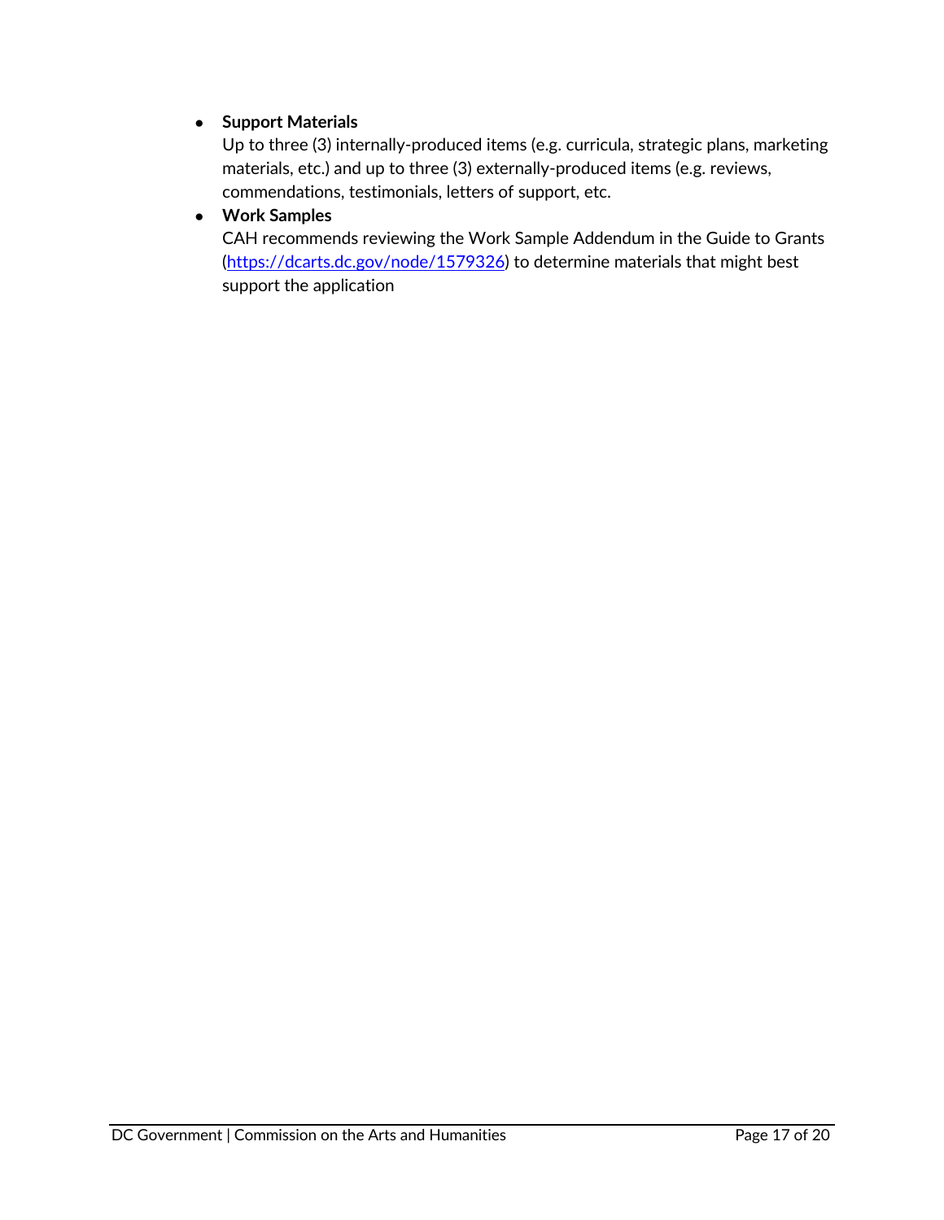- **Support Materials**
  Up to three (3) internally-produced items (e.g. curricula, strategic plans, marketing materials, etc.) and up to three (3) externally-produced items (e.g. reviews, commendations, testimonials, letters of support, etc.
- **Work Samples**
  CAH recommends reviewing the Work Sample Addendum in the Guide to Grants ([https://dcarts.dc.gov/node/1579326](https://dcarts.dc.gov/node/1579326)) to determine materials that might best support the application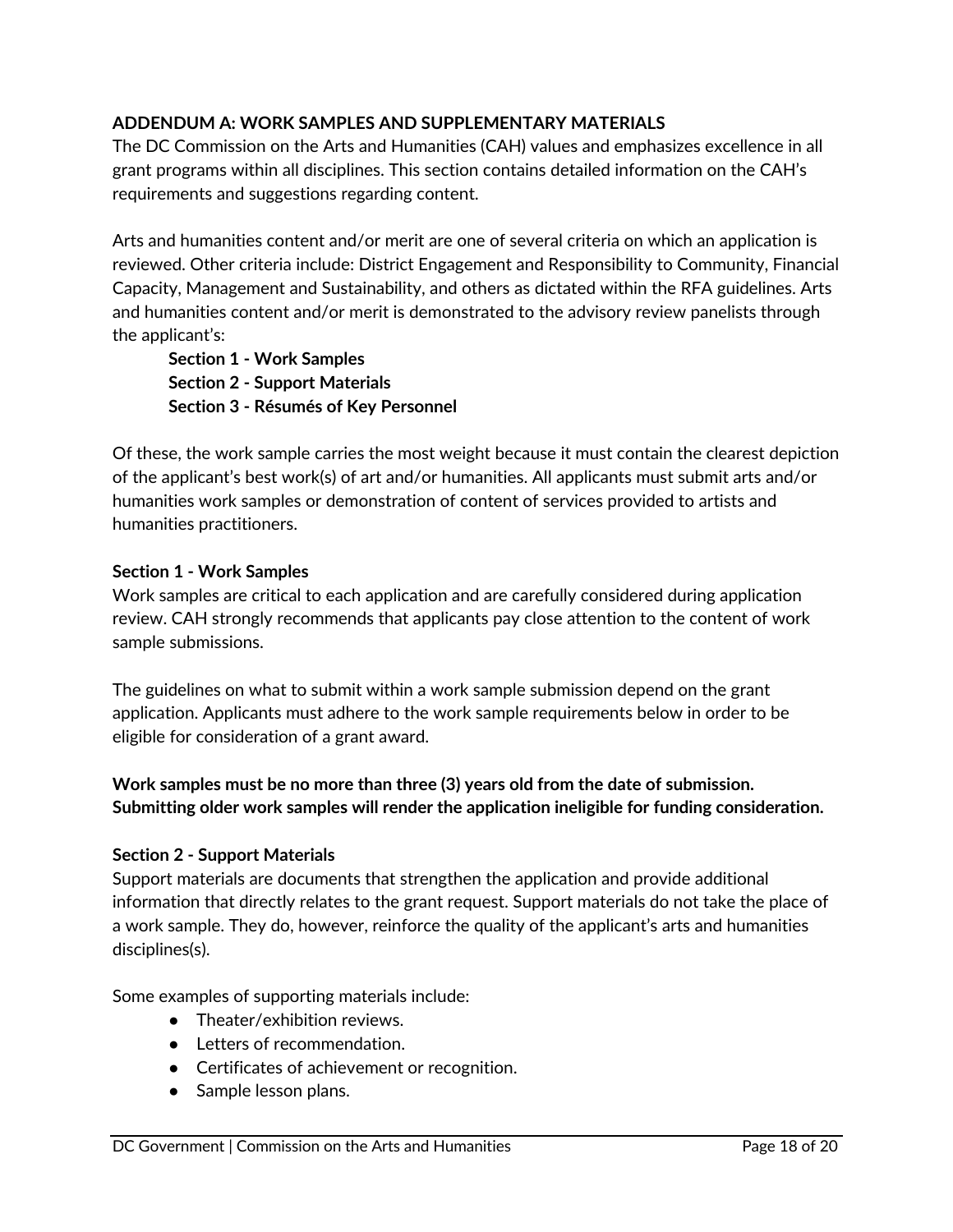## ADDENDUM A: WORK SAMPLES AND SUPPLEMENTARY MATERIALS

The DC Commission on the Arts and Humanities (CAH) values and emphasizes excellence in all grant programs within all disciplines. This section contains detailed information on the CAH's requirements and suggestions regarding content.

Arts and humanities content and/or merit are one of several criteria on which an application is reviewed. Other criteria include: District Engagement and Responsibility to Community, Financial Capacity, Management and Sustainability, and others as dictated within the RFA guidelines. Arts and humanities content and/or merit is demonstrated to the advisory review panelists through the applicant's:

> **Section 1 - Work Samples**
> **Section 2 - Support Materials**
> **Section 3 - Résumés of Key Personnel**

Of these, the work sample carries the most weight because it must contain the clearest depiction of the applicant's best work(s) of art and/or humanities. All applicants must submit arts and/or humanities work samples or demonstration of content of services provided to artists and humanities practitioners.

### Section 1 - Work Samples

Work samples are critical to each application and are carefully considered during application review. CAH strongly recommends that applicants pay close attention to the content of work sample submissions.

The guidelines on what to submit within a work sample submission depend on the grant application. Applicants must adhere to the work sample requirements below in order to be eligible for consideration of a grant award.

**Work samples must be no more than three (3) years old from the date of submission. Submitting older work samples will render the application ineligible for funding consideration.**

### Section 2 - Support Materials

Support materials are documents that strengthen the application and provide additional information that directly relates to the grant request. Support materials do not take the place of a work sample. They do, however, reinforce the quality of the applicant's arts and humanities disciplines(s).

Some examples of supporting materials include:

- Theater/exhibition reviews.
- Letters of recommendation.
- Certificates of achievement or recognition.
- Sample lesson plans.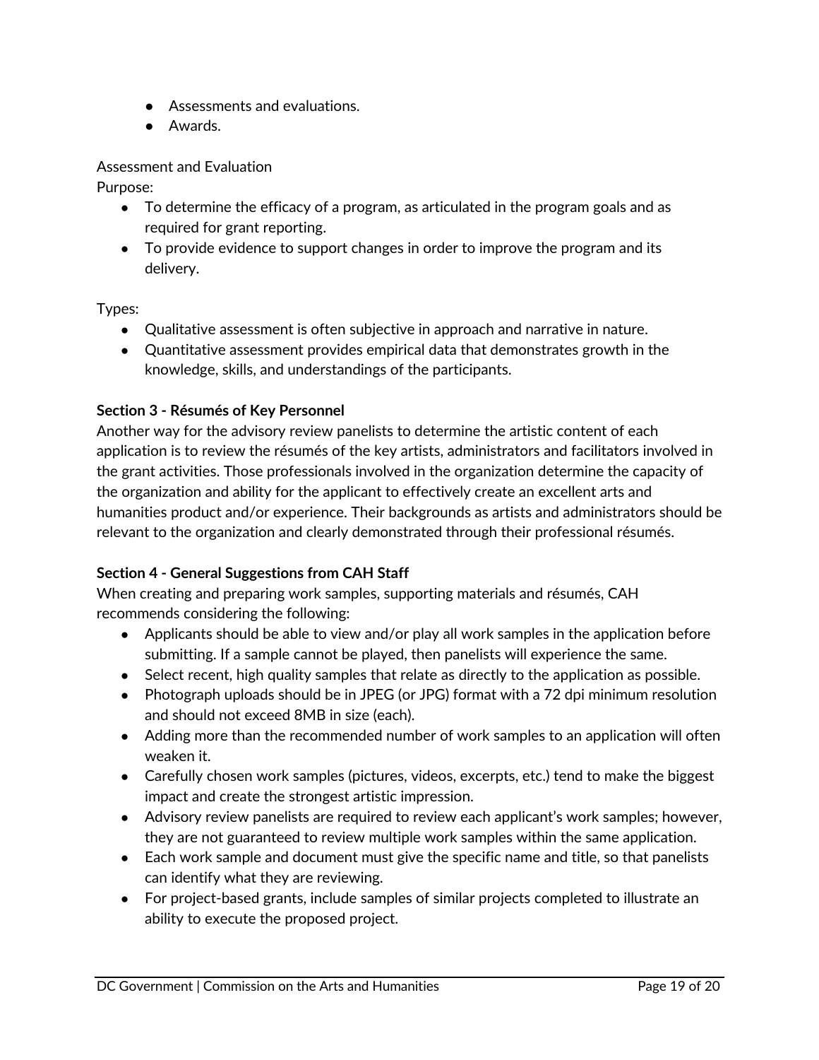- Assessments and evaluations.
- Awards.

Assessment and Evaluation

Purpose:

- To determine the efficacy of a program, as articulated in the program goals and as required for grant reporting.
- To provide evidence to support changes in order to improve the program and its delivery.

Types:

- Qualitative assessment is often subjective in approach and narrative in nature.
- Quantitative assessment provides empirical data that demonstrates growth in the knowledge, skills, and understandings of the participants.

**Section 3 - Résumés of Key Personnel**

Another way for the advisory review panelists to determine the artistic content of each application is to review the résumés of the key artists, administrators and facilitators involved in the grant activities. Those professionals involved in the organization determine the capacity of the organization and ability for the applicant to effectively create an excellent arts and humanities product and/or experience. Their backgrounds as artists and administrators should be relevant to the organization and clearly demonstrated through their professional résumés.

**Section 4 - General Suggestions from CAH Staff**

When creating and preparing work samples, supporting materials and résumés, CAH recommends considering the following:

- Applicants should be able to view and/or play all work samples in the application before submitting. If a sample cannot be played, then panelists will experience the same.
- Select recent, high quality samples that relate as directly to the application as possible.
- Photograph uploads should be in JPEG (or JPG) format with a 72 dpi minimum resolution and should not exceed 8MB in size (each).
- Adding more than the recommended number of work samples to an application will often weaken it.
- Carefully chosen work samples (pictures, videos, excerpts, etc.) tend to make the biggest impact and create the strongest artistic impression.
- Advisory review panelists are required to review each applicant's work samples; however, they are not guaranteed to review multiple work samples within the same application.
- Each work sample and document must give the specific name and title, so that panelists can identify what they are reviewing.
- For project-based grants, include samples of similar projects completed to illustrate an ability to execute the proposed project.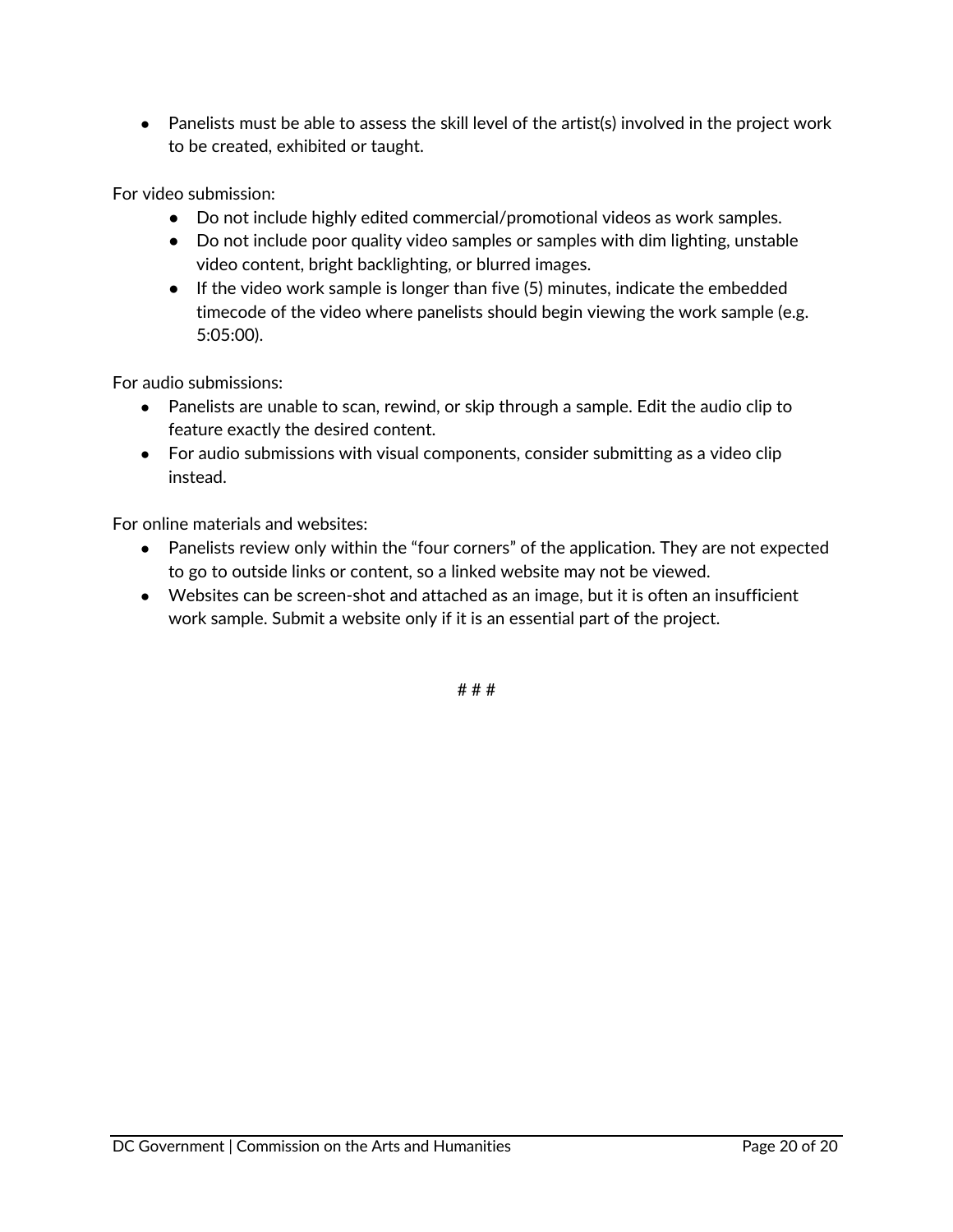- Panelists must be able to assess the skill level of the artist(s) involved in the project work to be created, exhibited or taught.

For video submission:

- Do not include highly edited commercial/promotional videos as work samples.
- Do not include poor quality video samples or samples with dim lighting, unstable video content, bright backlighting, or blurred images.
- If the video work sample is longer than five (5) minutes, indicate the embedded timecode of the video where panelists should begin viewing the work sample (e.g. 5:05:00).

For audio submissions:

- Panelists are unable to scan, rewind, or skip through a sample. Edit the audio clip to feature exactly the desired content.
- For audio submissions with visual components, consider submitting as a video clip instead.

For online materials and websites:

- Panelists review only within the "four corners" of the application. They are not expected to go to outside links or content, so a linked website may not be viewed.
- Websites can be screen-shot and attached as an image, but it is often an insufficient work sample. Submit a website only if it is an essential part of the project.

# # #